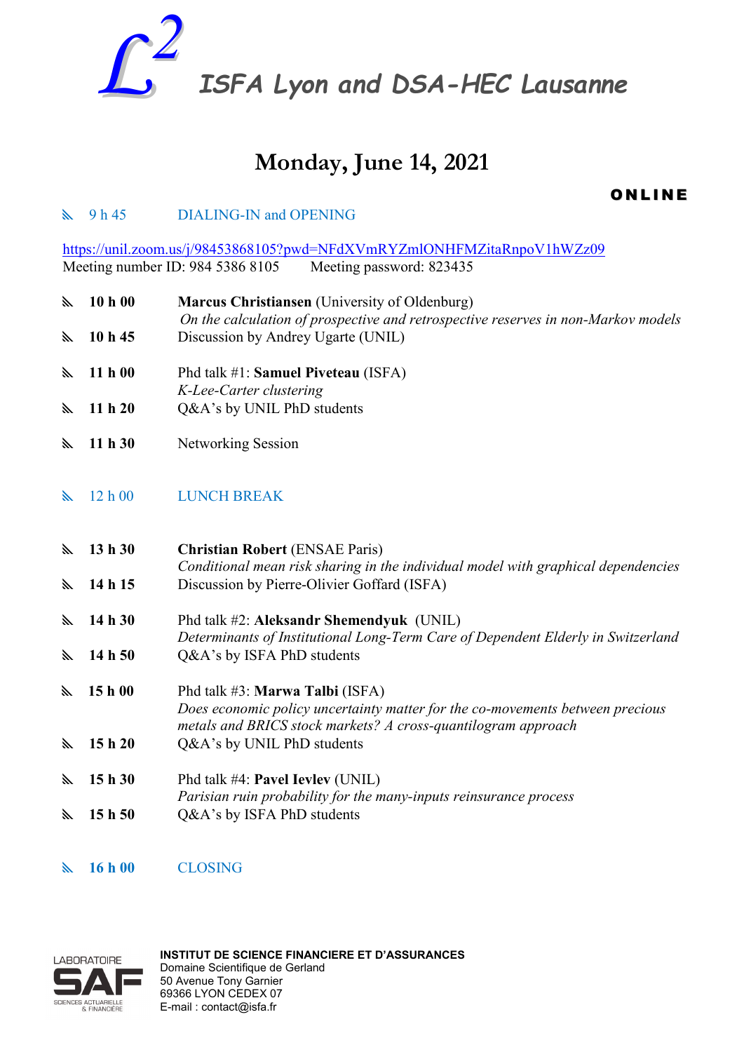# $L^2$ ISFA Lyon and DSA-HEC Lausanne

## Monday, June 14, 2021

**ONLINE**

9 h 45 DIALING-IN and OPENING

https://unil.zoom.us/j/98453868105?pwd=NFdXVmRYZmlONHFMZitaRnpoV1hWZz09
Meeting number ID: 984 5386 8105 Meeting password: 823435

**10 h 00** **Marcus Christiansen** (University of Oldenburg)
*On the calculation of prospective and retrospective reserves in non-Markov models*

**10 h 45** Discussion by Andrey Ugarte (UNIL)

**11 h 00** Phd talk #1: **Samuel Piveteau** (ISFA)
*K-Lee-Carter clustering*

**11 h 20** Q&A's by UNIL PhD students

**11 h 30** Networking Session

12 h 00 LUNCH BREAK

**13 h 30** **Christian Robert** (ENSAE Paris)
*Conditional mean risk sharing in the individual model with graphical dependencies*

**14 h 15** Discussion by Pierre-Olivier Goffard (ISFA)

**14 h 30** Phd talk #2: **Aleksandr Shemendyuk** (UNIL)
*Determinants of Institutional Long-Term Care of Dependent Elderly in Switzerland*

**14 h 50** Q&A's by ISFA PhD students

**15 h 00** Phd talk #3: **Marwa Talbi** (ISFA)
*Does economic policy uncertainty matter for the co-movements between precious metals and BRICS stock markets? A cross-quantilogram approach*

**15 h 20** Q&A's by UNIL PhD students

**15 h 30** Phd talk #4: **Pavel Ievlev** (UNIL)
*Parisian ruin probability for the many-inputs reinsurance process*

**15 h 50** Q&A's by ISFA PhD students

**16 h 00** CLOSING

LABORATOIRE SAF SCIENCES ACTUARIELLE & FINANCIÈRE

**INSTITUT DE SCIENCE FINANCIERE ET D'ASSURANCES**
Domaine Scientifique de Gerland
50 Avenue Tony Garnier
69366 LYON CEDEX 07
E-mail : contact@isfa.fr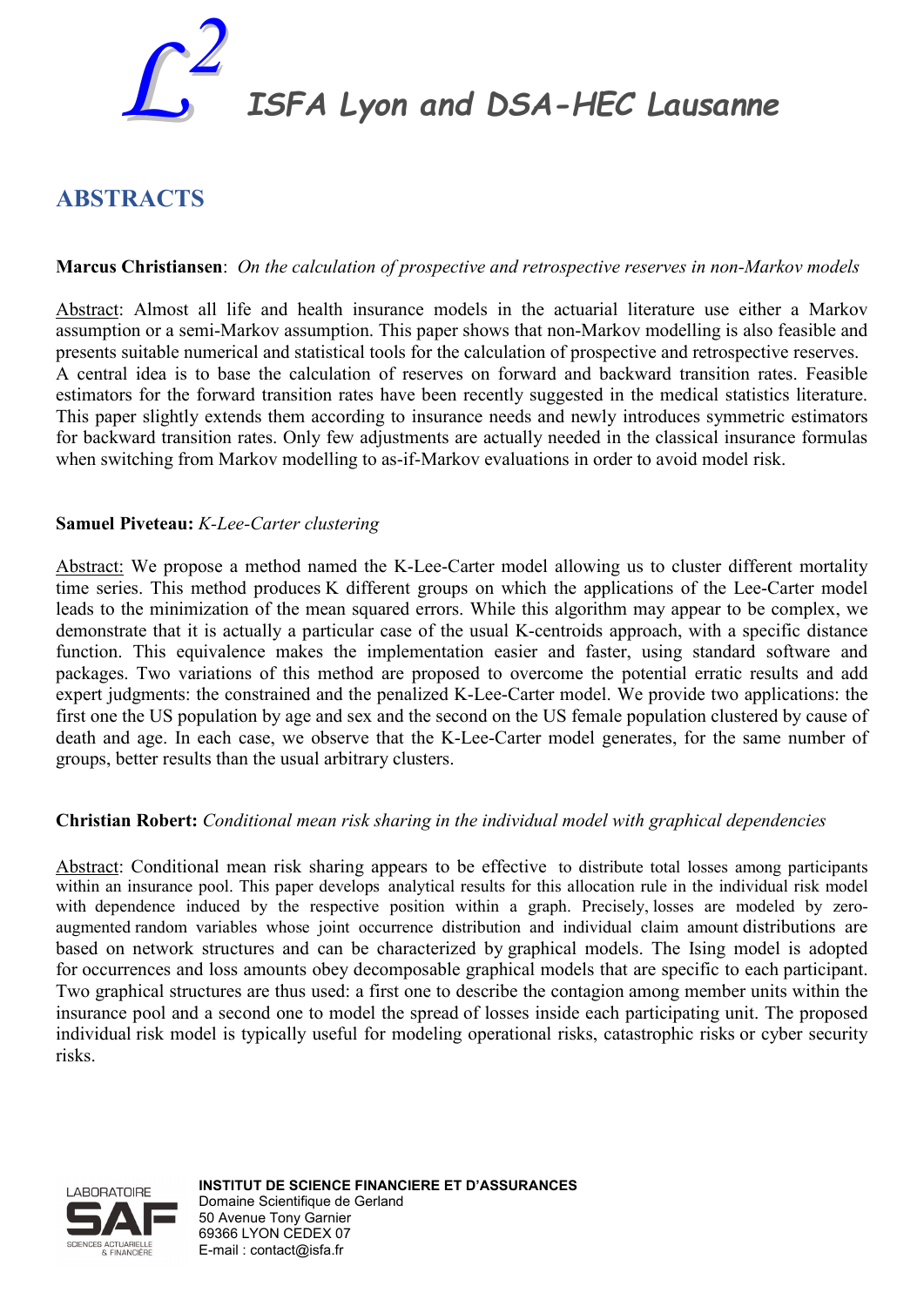# $L^2$ ISFA Lyon and DSA-HEC Lausanne

## ABSTRACTS

**Marcus Christiansen**: *On the calculation of prospective and retrospective reserves in non-Markov models*

Abstract: Almost all life and health insurance models in the actuarial literature use either a Markov assumption or a semi-Markov assumption. This paper shows that non-Markov modelling is also feasible and presents suitable numerical and statistical tools for the calculation of prospective and retrospective reserves. A central idea is to base the calculation of reserves on forward and backward transition rates. Feasible estimators for the forward transition rates have been recently suggested in the medical statistics literature. This paper slightly extends them according to insurance needs and newly introduces symmetric estimators for backward transition rates. Only few adjustments are actually needed in the classical insurance formulas when switching from Markov modelling to as-if-Markov evaluations in order to avoid model risk.

**Samuel Piveteau:** *K-Lee-Carter clustering*

Abstract: We propose a method named the K-Lee-Carter model allowing us to cluster different mortality time series. This method produces K different groups on which the applications of the Lee-Carter model leads to the minimization of the mean squared errors. While this algorithm may appear to be complex, we demonstrate that it is actually a particular case of the usual K-centroids approach, with a specific distance function. This equivalence makes the implementation easier and faster, using standard software and packages. Two variations of this method are proposed to overcome the potential erratic results and add expert judgments: the constrained and the penalized K-Lee-Carter model. We provide two applications: the first one the US population by age and sex and the second on the US female population clustered by cause of death and age. In each case, we observe that the K-Lee-Carter model generates, for the same number of groups, better results than the usual arbitrary clusters.

**Christian Robert:** *Conditional mean risk sharing in the individual model with graphical dependencies*

Abstract: Conditional mean risk sharing appears to be effective to distribute total losses among participants within an insurance pool. This paper develops analytical results for this allocation rule in the individual risk model with dependence induced by the respective position within a graph. Precisely, losses are modeled by zero-augmented random variables whose joint occurrence distribution and individual claim amount distributions are based on network structures and can be characterized by graphical models. The Ising model is adopted for occurrences and loss amounts obey decomposable graphical models that are specific to each participant. Two graphical structures are thus used: a first one to describe the contagion among member units within the insurance pool and a second one to model the spread of losses inside each participating unit. The proposed individual risk model is typically useful for modeling operational risks, catastrophic risks or cyber security risks.

LABORATOIRE SAF SCIENCES ACTUARIELLE & FINANCIÈRE

**INSTITUT DE SCIENCE FINANCIERE ET D'ASSURANCES**
Domaine Scientifique de Gerland
50 Avenue Tony Garnier
69366 LYON CEDEX 07
E-mail : contact@isfa.fr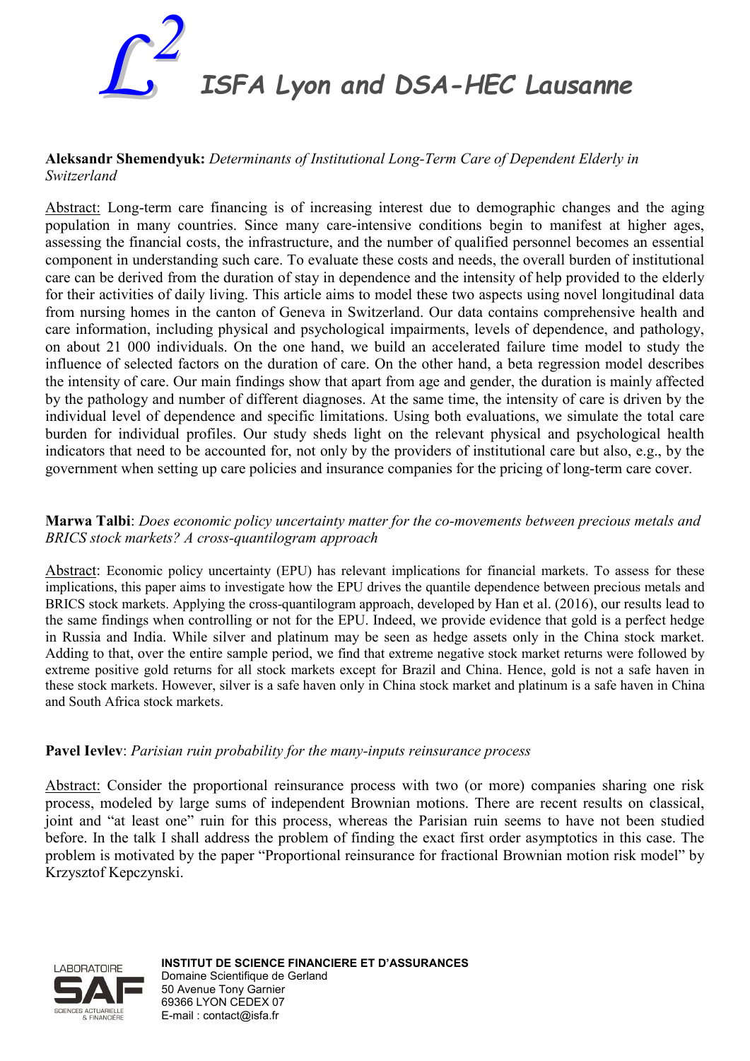# $L^2$ ISFA Lyon and DSA-HEC Lausanne

**Aleksandr Shemendyuk:** *Determinants of Institutional Long-Term Care of Dependent Elderly in Switzerland*

Abstract: Long-term care financing is of increasing interest due to demographic changes and the aging population in many countries. Since many care-intensive conditions begin to manifest at higher ages, assessing the financial costs, the infrastructure, and the number of qualified personnel becomes an essential component in understanding such care. To evaluate these costs and needs, the overall burden of institutional care can be derived from the duration of stay in dependence and the intensity of help provided to the elderly for their activities of daily living. This article aims to model these two aspects using novel longitudinal data from nursing homes in the canton of Geneva in Switzerland. Our data contains comprehensive health and care information, including physical and psychological impairments, levels of dependence, and pathology, on about 21 000 individuals. On the one hand, we build an accelerated failure time model to study the influence of selected factors on the duration of care. On the other hand, a beta regression model describes the intensity of care. Our main findings show that apart from age and gender, the duration is mainly affected by the pathology and number of different diagnoses. At the same time, the intensity of care is driven by the individual level of dependence and specific limitations. Using both evaluations, we simulate the total care burden for individual profiles. Our study sheds light on the relevant physical and psychological health indicators that need to be accounted for, not only by the providers of institutional care but also, e.g., by the government when setting up care policies and insurance companies for the pricing of long-term care cover.

**Marwa Talbi**: *Does economic policy uncertainty matter for the co-movements between precious metals and BRICS stock markets? A cross-quantilogram approach*

Abstract: Economic policy uncertainty (EPU) has relevant implications for financial markets. To assess for these implications, this paper aims to investigate how the EPU drives the quantile dependence between precious metals and BRICS stock markets. Applying the cross-quantilogram approach, developed by Han et al. (2016), our results lead to the same findings when controlling or not for the EPU. Indeed, we provide evidence that gold is a perfect hedge in Russia and India. While silver and platinum may be seen as hedge assets only in the China stock market. Adding to that, over the entire sample period, we find that extreme negative stock market returns were followed by extreme positive gold returns for all stock markets except for Brazil and China. Hence, gold is not a safe haven in these stock markets. However, silver is a safe haven only in China stock market and platinum is a safe haven in China and South Africa stock markets.

**Pavel Ievlev**: *Parisian ruin probability for the many-inputs reinsurance process*

Abstract: Consider the proportional reinsurance process with two (or more) companies sharing one risk process, modeled by large sums of independent Brownian motions. There are recent results on classical, joint and "at least one" ruin for this process, whereas the Parisian ruin seems to have not been studied before. In the talk I shall address the problem of finding the exact first order asymptotics in this case. The problem is motivated by the paper "Proportional reinsurance for fractional Brownian motion risk model" by Krzysztof Kepczynski.

LABORATOIRE SAF
SCIENCES ACTUARIELLE & FINANCIÈRE

**INSTITUT DE SCIENCE FINANCIERE ET D'ASSURANCES**
Domaine Scientifique de Gerland
50 Avenue Tony Garnier
69366 LYON CEDEX 07
E-mail : contact@isfa.fr